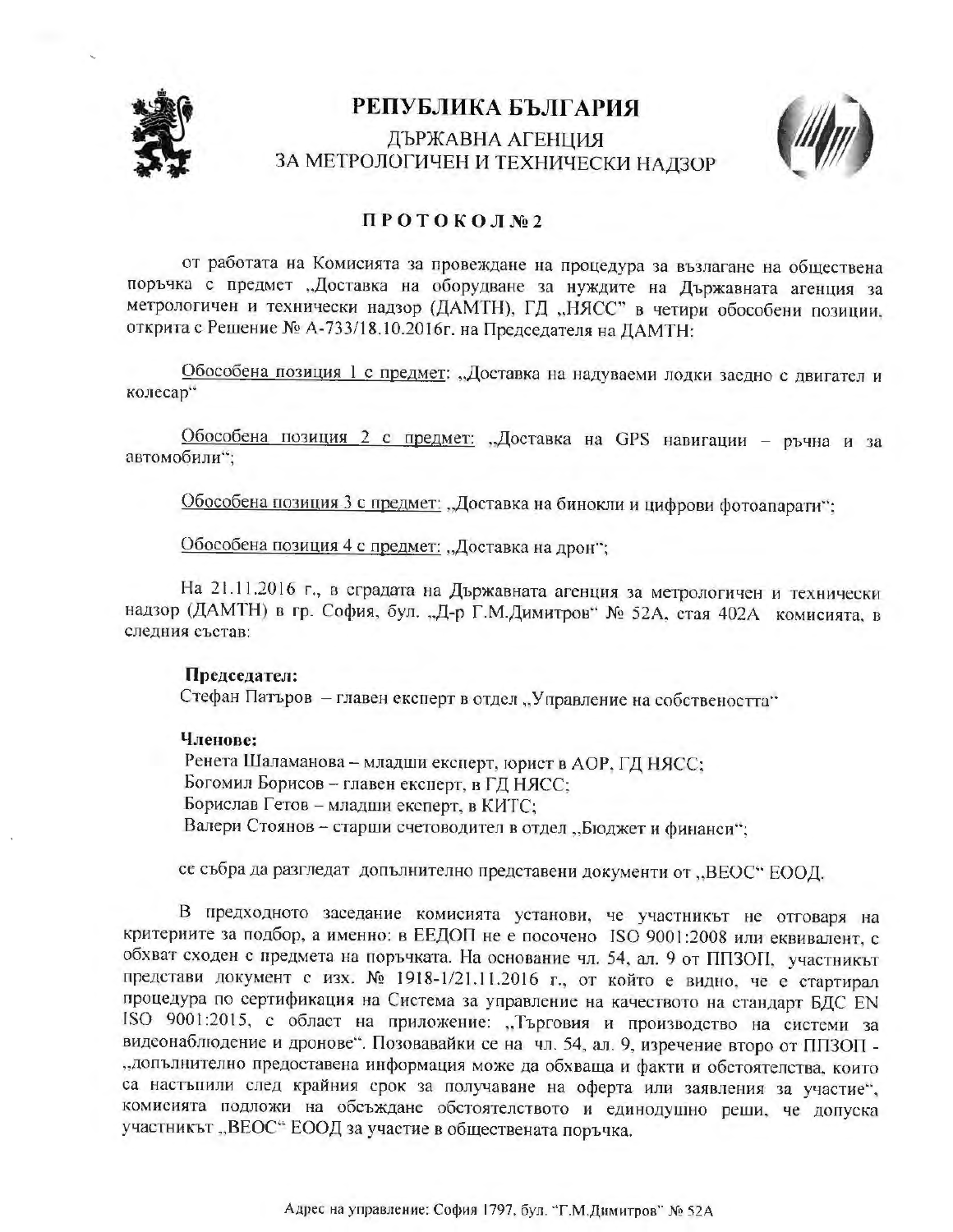# РЕПУБЛИКА БЪЛГАРИЯ

## ДЪРЖАВНА АГЕНЦИЯ ЗА МЕТРОЛОГИЧЕН И ТЕХНИЧЕСКИ НАДЗОР

### П Р О Т О К О Л № 2

от работата на Комисията за провеждане на процедура за възлагане на обществена поръчка с предмет „Доставка на оборудване за нуждите на Държавната агенция за метрологичен и технически надзор (ДАМТН), ГД „НЯСС" в четири обособени позиции, открита с Решение № А-733/18.10.2016г. на Председателя на ДАМТН:

Обособена позиция 1 с предмет: „Доставка на надуваеми лодки заедно с двигател и колесар"

Обособена позиция 2 с предмет: „Доставка на GPS навигации – ръчна и за автомобили";

Обособена позиция 3 с предмет: „Доставка на бинокли и цифрови фотоапарати";

Обособена позиция 4 с предмет: „Доставка на дрон";

На 21.11.2016 г., в сградата на Държавната агенция за метрологичен и технически надзор (ДАМТН) в гр. София, бул. „Д-р Г.М.Димитров" № 52А, стая 402А комисията, в следния състав:

**Председател:**
Стефан Патъров – главен експерт в отдел „Управление на собствеността"

**Членове:**
Ренета Шаламанова – младши експерт, юрист в АОР, ГД НЯСС;
Богомил Борисов – главен експерт, в ГД НЯСС;
Борислав Гетов – младши експерт, в КИТС;
Валери Стоянов – старши счетоводител в отдел „Бюджет и финанси";

се събра да разгледат допълнително представени документи от „ВЕОС" ЕООД.

В предходното заседание комисията установи, че участникът не отговаря на критериите за подбор, а именно: в ЕЕДОП не е посочено ISO 9001:2008 или еквивалент, с обхват сходен с предмета на поръчката. На основание чл. 54, ал. 9 от ППЗОП, участникът представи документ с изх. № 1918-1/21.11.2016 г., от който е видно, че е стартирал процедура по сертификация на Система за управление на качеството на стандарт БДС EN ISO 9001:2015, с област на приложение: „Търговия и производство на системи за видеонаблюдение и дронове". Позовавайки се на чл. 54, ал. 9, изречение второ от ППЗОП - „допълнително предоставена информация може да обхваща и факти и обстоятелства, които са настъпили след крайния срок за получаване на оферта или заявления за участие", комисията подложи на обсъждане обстоятелството и единодушно реши, че допуска участникът „ВЕОС" ЕООД за участие в обществената поръчка.

Адрес на управление: София 1797, бул. "Г.М.Димитров" № 52А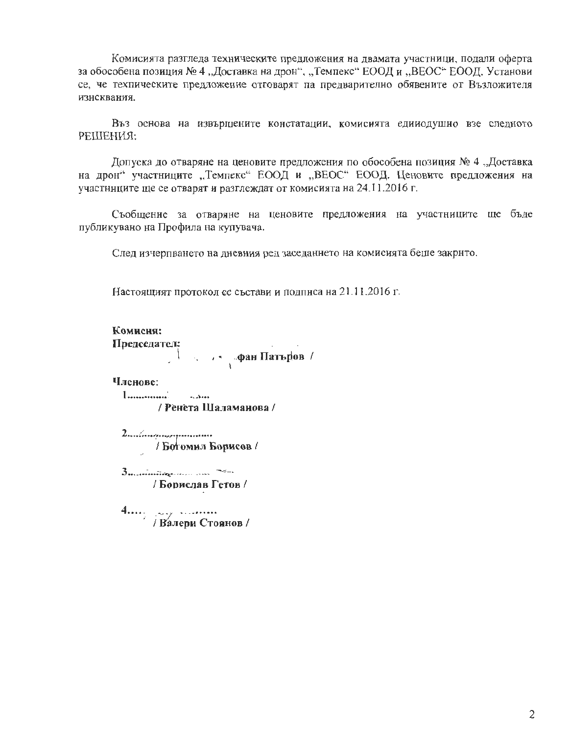Комисията разгледа техническите предложения на двамата участници, подали оферта за обособена позиция № 4 „Доставка на дрон", „Темпекс" ЕООД и „ВЕОС" ЕООД. Установи се, че техническите предложение отговарят на предварително обявените от Възложителя изисквания.

Въз основа на извършените констатации, комисията единодушно взе следното РЕШЕНИЯ:

Допуска до отваряне на ценовите предложения по обособена позиция № 4 „Доставка на дрон" участниците „Темпекс" ЕООД и „ВЕОС" ЕООД. Ценовите предложения на участниците ще се отварят и разглеждат от комисията на 24.11.2016 г.

Съобщение за отваряне на ценовите предложения на участниците ще бъде публикувано на Профила на купувача.

След изчерпването на дневния ред заседанието на комисията беше закрито.

Настоящият протокол се състави и подписа на 21.11.2016 г.

**Комисия:**
**Председател:**

**/ ...фан Патъров /**

**Членове:**

1.................
**/ Ренета Шаламанова /**

2.................
**/ Богомил Борисов /**

3.................
**/ Борислав Гетов /**

4.................
**/ Валери Стоянов /**